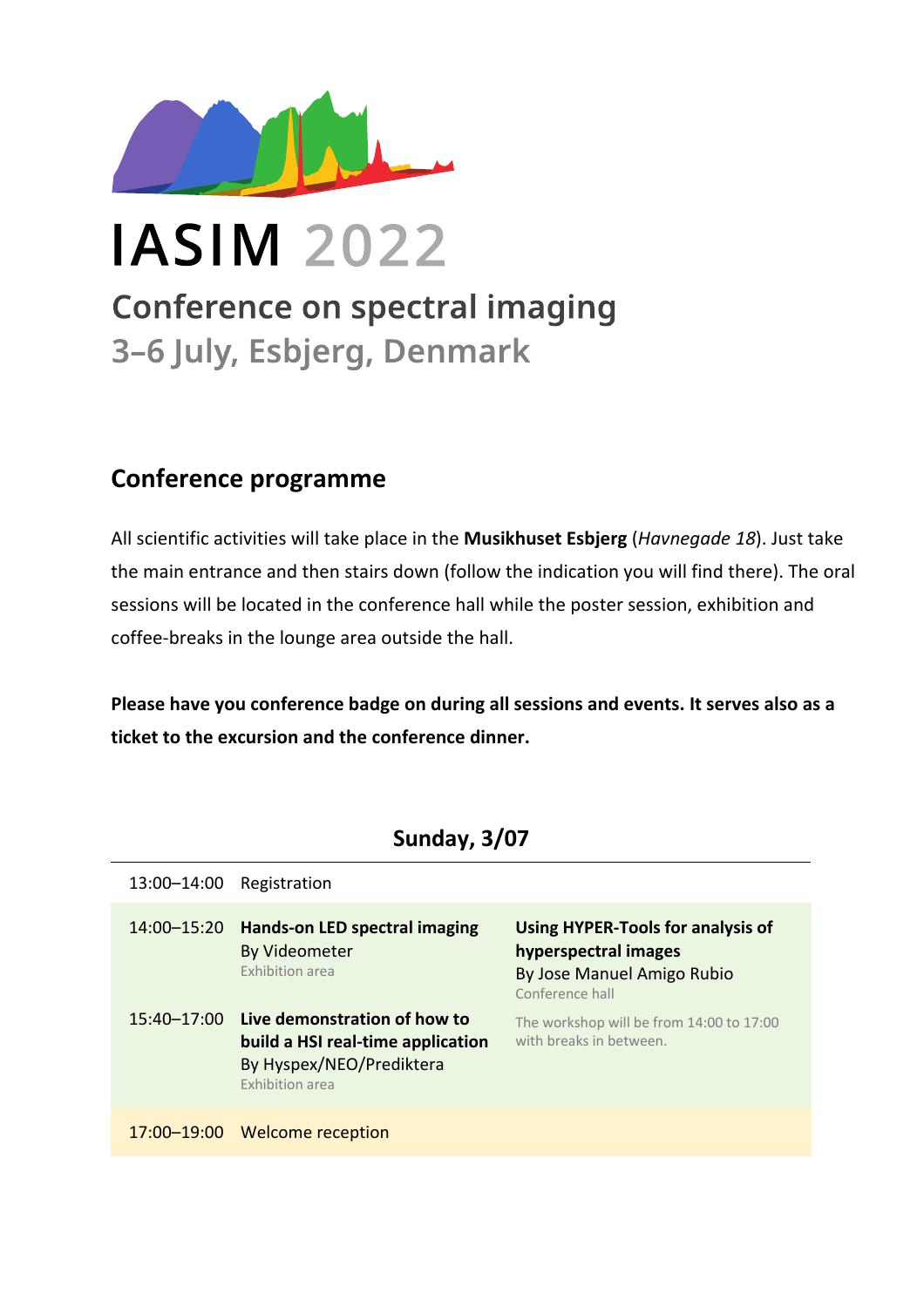# IASIM 2022

## Conference on spectral imaging

## 3–6 July, Esbjerg, Denmark

## Conference programme

All scientific activities will take place in the **Musikhuset Esbjerg** (*Havnegade 18*). Just take the main entrance and then stairs down (follow the indication you will find there). The oral sessions will be located in the conference hall while the poster session, exhibition and coffee-breaks in the lounge area outside the hall.

**Please have you conference badge on during all sessions and events. It serves also as a ticket to the excursion and the conference dinner.**

### Sunday, 3/07

| Time | | |
|---|---|---|
| 13:00–14:00 | Registration | |
| 14:00–15:20 | **Hands-on LED spectral imaging**<br>By Videometer<br>Exhibition area | **Using HYPER-Tools for analysis of hyperspectral images**<br>By Jose Manuel Amigo Rubio<br>Conference hall |
| 15:40–17:00 | **Live demonstration of how to build a HSI real-time application**<br>By Hyspex/NEO/Prediktera<br>Exhibition area | The workshop will be from 14:00 to 17:00 with breaks in between. |
| 17:00–19:00 | Welcome reception | |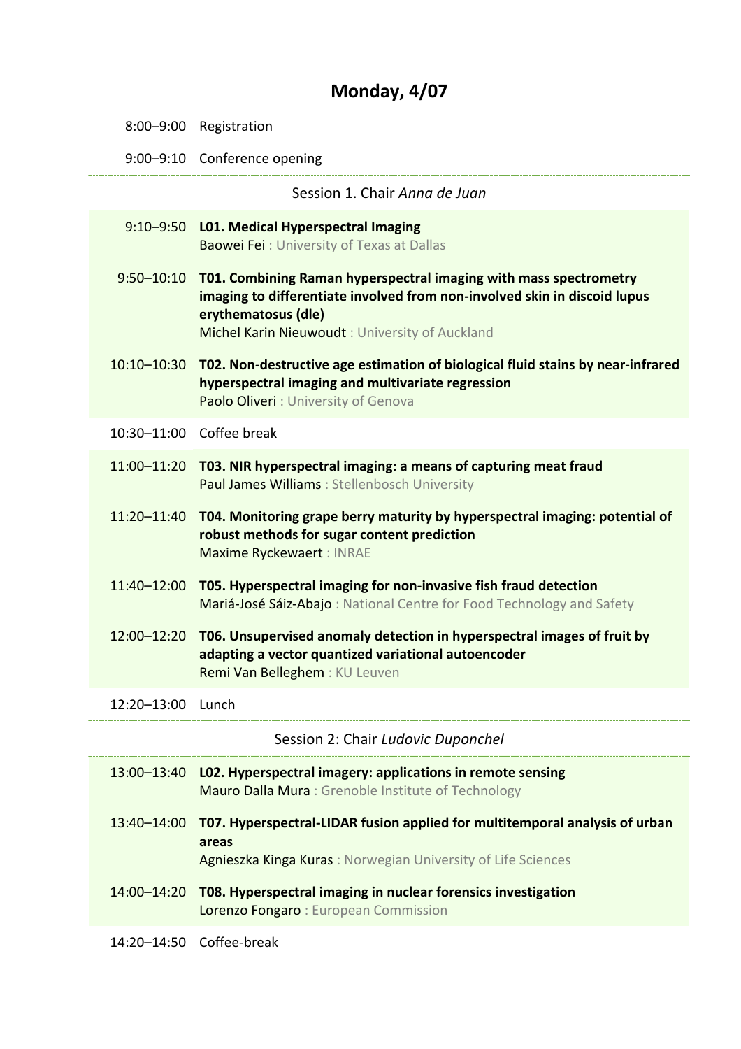# Monday, 4/07

| | |
|---|---|
| 8:00–9:00 | Registration |
| 9:00–9:10 | Conference opening |

Session 1. Chair *Anna de Juan*

| | |
|---|---|
| 9:10–9:50 | **L01. Medical Hyperspectral Imaging**<br>Baowei Fei : University of Texas at Dallas |
| 9:50–10:10 | **T01. Combining Raman hyperspectral imaging with mass spectrometry imaging to differentiate involved from non-involved skin in discoid lupus erythematosus (dle)**<br>Michel Karin Nieuwoudt : University of Auckland |
| 10:10–10:30 | **T02. Non-destructive age estimation of biological fluid stains by near-infrared hyperspectral imaging and multivariate regression**<br>Paolo Oliveri : University of Genova |
| 10:30–11:00 | Coffee break |
| 11:00–11:20 | **T03. NIR hyperspectral imaging: a means of capturing meat fraud**<br>Paul James Williams : Stellenbosch University |
| 11:20–11:40 | **T04. Monitoring grape berry maturity by hyperspectral imaging: potential of robust methods for sugar content prediction**<br>Maxime Ryckewaert : INRAE |
| 11:40–12:00 | **T05. Hyperspectral imaging for non-invasive fish fraud detection**<br>Mariá-José Sáiz-Abajo : National Centre for Food Technology and Safety |
| 12:00–12:20 | **T06. Unsupervised anomaly detection in hyperspectral images of fruit by adapting a vector quantized variational autoencoder**<br>Remi Van Belleghem : KU Leuven |
| 12:20–13:00 | Lunch |

Session 2: Chair *Ludovic Duponchel*

| | |
|---|---|
| 13:00–13:40 | **L02. Hyperspectral imagery: applications in remote sensing**<br>Mauro Dalla Mura : Grenoble Institute of Technology |
| 13:40–14:00 | **T07. Hyperspectral-LIDAR fusion applied for multitemporal analysis of urban areas**<br>Agnieszka Kinga Kuras : Norwegian University of Life Sciences |
| 14:00–14:20 | **T08. Hyperspectral imaging in nuclear forensics investigation**<br>Lorenzo Fongaro : European Commission |
| 14:20–14:50 | Coffee-break |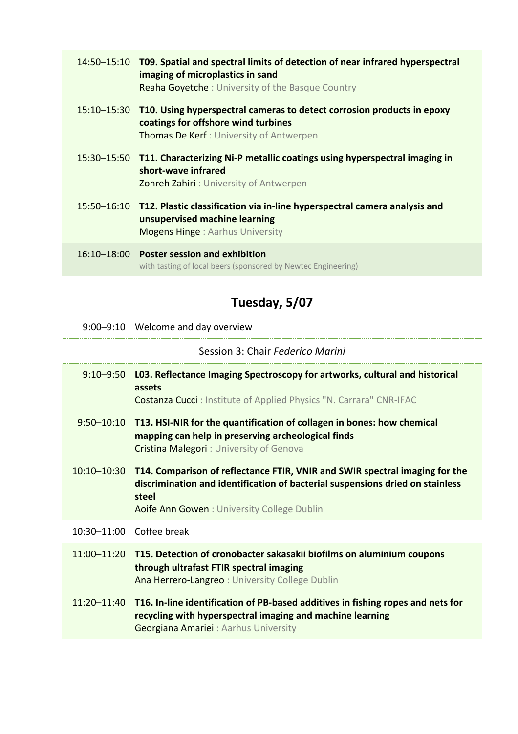14:50–15:10 **T09. Spatial and spectral limits of detection of near infrared hyperspectral imaging of microplastics in sand**
Reaha Goyetche : University of the Basque Country

15:10–15:30 **T10. Using hyperspectral cameras to detect corrosion products in epoxy coatings for offshore wind turbines**
Thomas De Kerf : University of Antwerpen

15:30–15:50 **T11. Characterizing Ni-P metallic coatings using hyperspectral imaging in short-wave infrared**
Zohreh Zahiri : University of Antwerpen

15:50–16:10 **T12. Plastic classification via in-line hyperspectral camera analysis and unsupervised machine learning**
Mogens Hinge : Aarhus University

16:10–18:00 **Poster session and exhibition**
with tasting of local beers (sponsored by Newtec Engineering)

## Tuesday, 5/07

9:00–9:10 Welcome and day overview

Session 3: Chair *Federico Marini*

9:10–9:50 **L03. Reflectance Imaging Spectroscopy for artworks, cultural and historical assets**
Costanza Cucci : Institute of Applied Physics "N. Carrara" CNR-IFAC

9:50–10:10 **T13. HSI-NIR for the quantification of collagen in bones: how chemical mapping can help in preserving archeological finds**
Cristina Malegori : University of Genova

10:10–10:30 **T14. Comparison of reflectance FTIR, VNIR and SWIR spectral imaging for the discrimination and identification of bacterial suspensions dried on stainless steel**
Aoife Ann Gowen : University College Dublin

10:30–11:00 Coffee break

11:00–11:20 **T15. Detection of cronobacter sakasakii biofilms on aluminium coupons through ultrafast FTIR spectral imaging**
Ana Herrero-Langreo : University College Dublin

11:20–11:40 **T16. In-line identification of PB-based additives in fishing ropes and nets for recycling with hyperspectral imaging and machine learning**
Georgiana Amariei : Aarhus University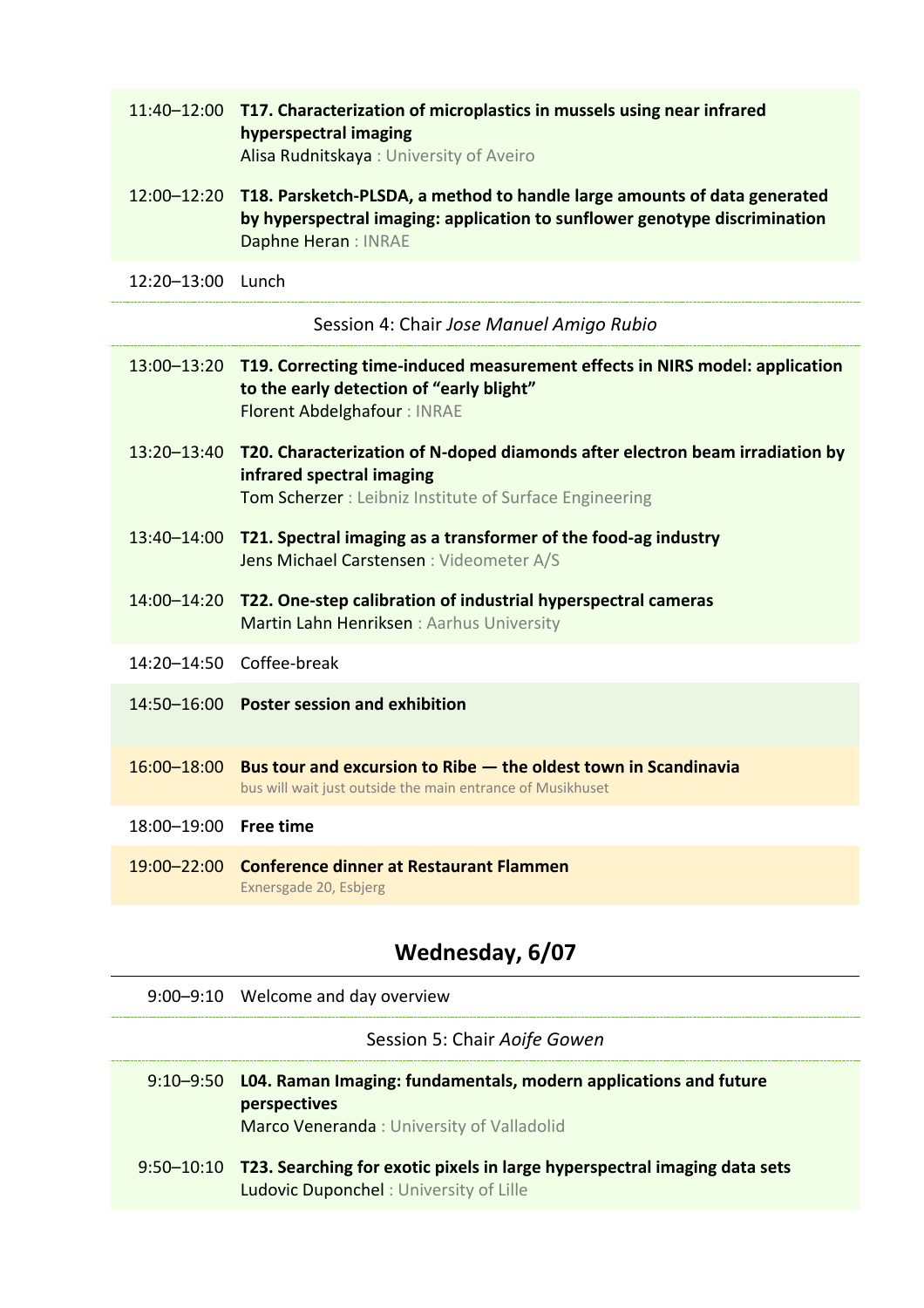11:40–12:00 **T17. Characterization of microplastics in mussels using near infrared hyperspectral imaging**
Alisa Rudnitskaya : University of Aveiro

12:00–12:20 **T18. Parsketch-PLSDA, a method to handle large amounts of data generated by hyperspectral imaging: application to sunflower genotype discrimination**
Daphne Heran : INRAE

12:20–13:00 Lunch

Session 4: Chair *Jose Manuel Amigo Rubio*

13:00–13:20 **T19. Correcting time-induced measurement effects in NIRS model: application to the early detection of "early blight"**
Florent Abdelghafour : INRAE

13:20–13:40 **T20. Characterization of N-doped diamonds after electron beam irradiation by infrared spectral imaging**
Tom Scherzer : Leibniz Institute of Surface Engineering

13:40–14:00 **T21. Spectral imaging as a transformer of the food-ag industry**
Jens Michael Carstensen : Videometer A/S

14:00–14:20 **T22. One-step calibration of industrial hyperspectral cameras**
Martin Lahn Henriksen : Aarhus University

14:20–14:50 Coffee-break

14:50–16:00 **Poster session and exhibition**

16:00–18:00 **Bus tour and excursion to Ribe — the oldest town in Scandinavia**
bus will wait just outside the main entrance of Musikhuset

18:00–19:00 **Free time**

19:00–22:00 **Conference dinner at Restaurant Flammen**
Exnersgade 20, Esbjerg

## Wednesday, 6/07

9:00–9:10 Welcome and day overview

Session 5: Chair *Aoife Gowen*

9:10–9:50 **L04. Raman Imaging: fundamentals, modern applications and future perspectives**
Marco Veneranda : University of Valladolid

9:50–10:10 **T23. Searching for exotic pixels in large hyperspectral imaging data sets**
Ludovic Duponchel : University of Lille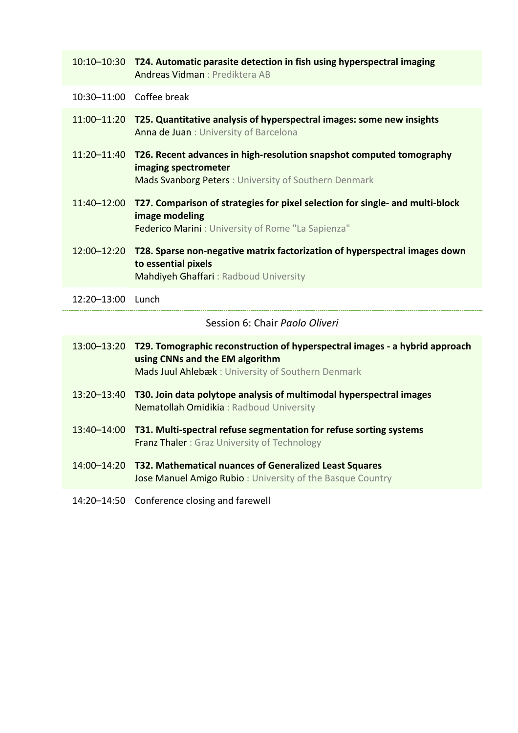10:10–10:30 **T24. Automatic parasite detection in fish using hyperspectral imaging**
Andreas Vidman : Prediktera AB

10:30–11:00 Coffee break

11:00–11:20 **T25. Quantitative analysis of hyperspectral images: some new insights**
Anna de Juan : University of Barcelona

11:20–11:40 **T26. Recent advances in high-resolution snapshot computed tomography imaging spectrometer**
Mads Svanborg Peters : University of Southern Denmark

11:40–12:00 **T27. Comparison of strategies for pixel selection for single- and multi-block image modeling**
Federico Marini : University of Rome "La Sapienza"

12:00–12:20 **T28. Sparse non-negative matrix factorization of hyperspectral images down to essential pixels**
Mahdiyeh Ghaffari : Radboud University

12:20–13:00 Lunch

Session 6: Chair *Paolo Oliveri*

13:00–13:20 **T29. Tomographic reconstruction of hyperspectral images - a hybrid approach using CNNs and the EM algorithm**
Mads Juul Ahlebæk : University of Southern Denmark

13:20–13:40 **T30. Join data polytope analysis of multimodal hyperspectral images**
Nematollah Omidikia : Radboud University

13:40–14:00 **T31. Multi-spectral refuse segmentation for refuse sorting systems**
Franz Thaler : Graz University of Technology

14:00–14:20 **T32. Mathematical nuances of Generalized Least Squares**
Jose Manuel Amigo Rubio : University of the Basque Country

14:20–14:50 Conference closing and farewell